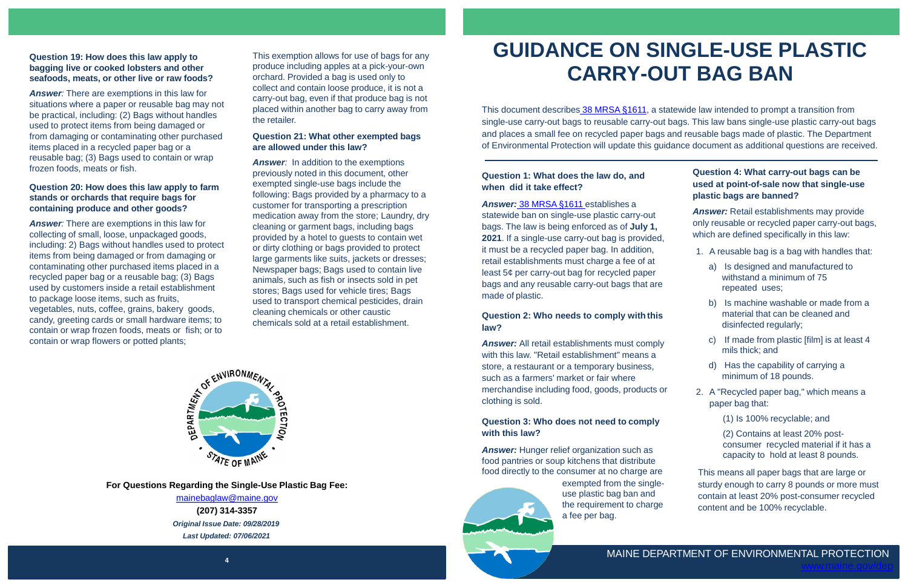# GUIDANCE ON SINGLE-USE PLASTIC CARRY-OUT BAG BAN

This document describes 38 MRSA §1611, a statewide law intended to prompt a transition from single-use carry-out bags to reusable carry-out bags. This law bans single-use plastic carry-out bags and places a small fee on recycled paper bags and reusable bags made of plastic. The Department of Environmental Protection will update this guidance document as additional questions are received.

### Question 1: What does the law do, and when did it take effect?

***Answer:*** 38 MRSA §1611 establishes a statewide ban on single-use plastic carry-out bags. The law is being enforced as of **July 1, 2021**. If a single-use carry-out bag is provided, it must be a recycled paper bag. In addition, retail establishments must charge a fee of at least 5¢ per carry-out bag for recycled paper bags and any reusable carry-out bags that are made of plastic.

### Question 2: Who needs to comply with this law?

***Answer:*** All retail establishments must comply with this law. "Retail establishment" means a store, a restaurant or a temporary business, such as a farmers' market or fair where merchandise including food, goods, products or clothing is sold.

### Question 3: Who does not need to comply with this law?

***Answer:*** Hunger relief organization such as food pantries or soup kitchens that distribute food directly to the consumer at no charge are exempted from the single-use plastic bag ban and the requirement to charge a fee per bag.

### Question 4: What carry-out bags can be used at point-of-sale now that single-use plastic bags are banned?

***Answer:*** Retail establishments may provide only reusable or recycled paper carry-out bags, which are defined specifically in this law:

1. A reusable bag is a bag with handles that:
   a) Is designed and manufactured to withstand a minimum of 75 repeated uses;
   b) Is machine washable or made from a material that can be cleaned and disinfected regularly;
   c) If made from plastic [film] is at least 4 mils thick; and
   d) Has the capability of carrying a minimum of 18 pounds.
2. A "Recycled paper bag," which means a paper bag that:

   (1) Is 100% recyclable; and

   (2) Contains at least 20% post-consumer recycled material if it has a capacity to hold at least 8 pounds.

This means all paper bags that are large or sturdy enough to carry 8 pounds or more must contain at least 20% post-consumer recycled content and be 100% recyclable.

### Question 19: How does this law apply to bagging live or cooked lobsters and other seafoods, meats, or other live or raw foods?

***Answer:*** There are exemptions in this law for situations where a paper or reusable bag may not be practical, including: (2) Bags without handles used to protect items from being damaged or from damaging or contaminating other purchased items placed in a recycled paper bag or a reusable bag; (3) Bags used to contain or wrap frozen foods, meats or fish.

### Question 20: How does this law apply to farm stands or orchards that require bags for containing produce and other goods?

***Answer:*** There are exemptions in this law for collecting of small, loose, unpackaged goods, including: 2) Bags without handles used to protect items from being damaged or from damaging or contaminating other purchased items placed in a recycled paper bag or a reusable bag; (3) Bags used by customers inside a retail establishment to package loose items, such as fruits, vegetables, nuts, coffee, grains, bakery goods, candy, greeting cards or small hardware items; to contain or wrap frozen foods, meats or fish; or to contain or wrap flowers or potted plants;

This exemption allows for use of bags for any produce including apples at a pick-your-own orchard. Provided a bag is used only to collect and contain loose produce, it is not a carry-out bag, even if that produce bag is not placed within another bag to carry away from the retailer.

### Question 21: What other exempted bags are allowed under this law?

***Answer:*** In addition to the exemptions previously noted in this document, other exempted single-use bags include the following: Bags provided by a pharmacy to a customer for transporting a prescription medication away from the store; Laundry, dry cleaning or garment bags, including bags provided by a hotel to guests to contain wet or dirty clothing or bags provided to protect large garments like suits, jackets or dresses; Newspaper bags; Bags used to contain live animals, such as fish or insects sold in pet stores; Bags used for vehicle tires; Bags used to transport chemical pesticides, drain cleaning chemicals or other caustic chemicals sold at a retail establishment.

**For Questions Regarding the Single-Use Plastic Bag Fee:**

mainebaglaw@maine.gov

**(207) 314-3357**

***Original Issue Date: 09/28/2019***

***Last Updated: 07/06/2021***

MAINE DEPARTMENT OF ENVIRONMENTAL PROTECTION

www.maine.gov/dep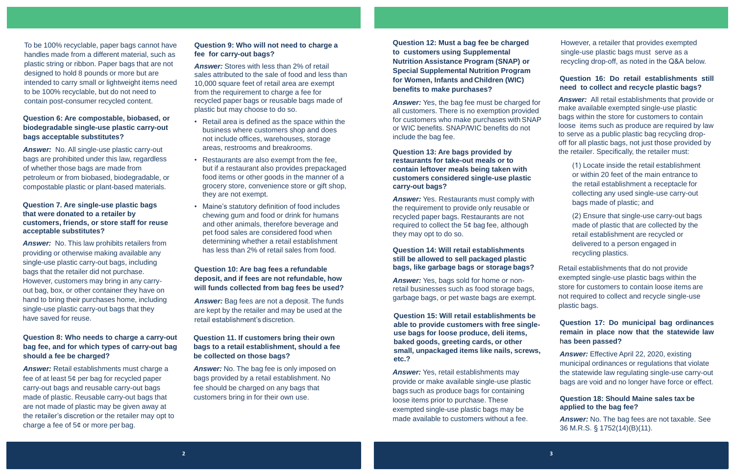To be 100% recyclable, paper bags cannot have handles made from a different material, such as plastic string or ribbon. Paper bags that are not designed to hold 8 pounds or more but are intended to carry small or lightweight items need to be 100% recyclable, but do not need to contain post-consumer recycled content.

**Question 6: Are compostable, biobased, or biodegradable single-use plastic carry-out bags acceptable substitutes?**

***Answer:*** No. All single-use plastic carry-out bags are prohibited under this law, regardless of whether those bags are made from petroleum or from biobased, biodegradable, or compostable plastic or plant-based materials.

**Question 7. Are single-use plastic bags that were donated to a retailer by customers, friends, or store staff for reuse acceptable substitutes?**

***Answer:*** No. This law prohibits retailers from providing or otherwise making available any single-use plastic carry-out bags, including bags that the retailer did not purchase. However, customers may bring in any carry-out bag, box, or other container they have on hand to bring their purchases home, including single-use plastic carry-out bags that they have saved for reuse.

**Question 8: Who needs to charge a carry-out bag fee, and for which types of carry-out bag should a fee be charged?**

***Answer:*** Retail establishments must charge a fee of at least 5¢ per bag for recycled paper carry-out bags and reusable carry-out bags made of plastic. Reusable carry-out bags that are not made of plastic may be given away at the retailer's discretion or the retailer may opt to charge a fee of 5¢ or more per bag.

**Question 9: Who will not need to charge a fee for carry-out bags?**

***Answer:*** Stores with less than 2% of retail sales attributed to the sale of food and less than 10,000 square feet of retail area are exempt from the requirement to charge a fee for recycled paper bags or reusable bags made of plastic but may choose to do so.

- Retail area is defined as the space within the business where customers shop and does not include offices, warehouses, storage areas, restrooms and breakrooms.
- Restaurants are also exempt from the fee, but if a restaurant also provides prepackaged food items or other goods in the manner of a grocery store, convenience store or gift shop, they are not exempt.
- Maine's statutory definition of food includes chewing gum and food or drink for humans and other animals, therefore beverage and pet food sales are considered food when determining whether a retail establishment has less than 2% of retail sales from food.

**Question 10: Are bag fees a refundable deposit, and if fees are not refundable, how will funds collected from bag fees be used?**

***Answer:*** Bag fees are not a deposit. The funds are kept by the retailer and may be used at the retail establishment's discretion.

**Question 11. If customers bring their own bags to a retail establishment, should a fee be collected on those bags?**

***Answer:*** No. The bag fee is only imposed on bags provided by a retail establishment. No fee should be charged on any bags that customers bring in for their own use.

**Question 12: Must a bag fee be charged to customers using Supplemental Nutrition Assistance Program (SNAP) or Special Supplemental Nutrition Program for Women, Infants and Children (WIC) benefits to make purchases?**

***Answer:*** Yes, the bag fee must be charged for all customers. There is no exemption provided for customers who make purchases with SNAP or WIC benefits. SNAP/WIC benefits do not include the bag fee.

**Question 13: Are bags provided by restaurants for take-out meals or to contain leftover meals being taken with customers considered single-use plastic carry-out bags?**

***Answer:*** Yes. Restaurants must comply with the requirement to provide only reusable or recycled paper bags. Restaurants are not required to collect the 5¢ bag fee, although they may opt to do so.

**Question 14: Will retail establishments still be allowed to sell packaged plastic bags, like garbage bags or storage bags?**

***Answer:*** Yes, bags sold for home or non-retail businesses such as food storage bags, garbage bags, or pet waste bags are exempt.

**Question 15: Will retail establishments be able to provide customers with free single-use bags for loose produce, deli items, baked goods, greeting cards, or other small, unpackaged items like nails, screws, etc.?**

***Answer:*** Yes, retail establishments may provide or make available single-use plastic bags such as produce bags for containing loose items prior to purchase. These exempted single-use plastic bags may be made available to customers without a fee.

However, a retailer that provides exempted single-use plastic bags must serve as a recycling drop-off, as noted in the Q&A below.

**Question 16: Do retail establishments still need to collect and recycle plastic bags?**

***Answer:*** All retail establishments that provide or make available exempted single-use plastic bags within the store for customers to contain loose items such as produce are required by law to serve as a public plastic bag recycling drop-off for all plastic bags, not just those provided by the retailer. Specifically, the retailer must:

(1) Locate inside the retail establishment or within 20 feet of the main entrance to the retail establishment a receptacle for collecting any used single-use carry-out bags made of plastic; and

(2) Ensure that single-use carry-out bags made of plastic that are collected by the retail establishment are recycled or delivered to a person engaged in recycling plastics.

Retail establishments that do not provide exempted single-use plastic bags within the store for customers to contain loose items are not required to collect and recycle single-use plastic bags.

**Question 17: Do municipal bag ordinances remain in place now that the statewide law has been passed?**

***Answer:*** Effective April 22, 2020, existing municipal ordinances or regulations that violate the statewide law regulating single-use carry-out bags are void and no longer have force or effect.

**Question 18: Should Maine sales tax be applied to the bag fee?**

***Answer:*** No. The bag fees are not taxable. See 36 M.R.S. § 1752(14)(B)(11).